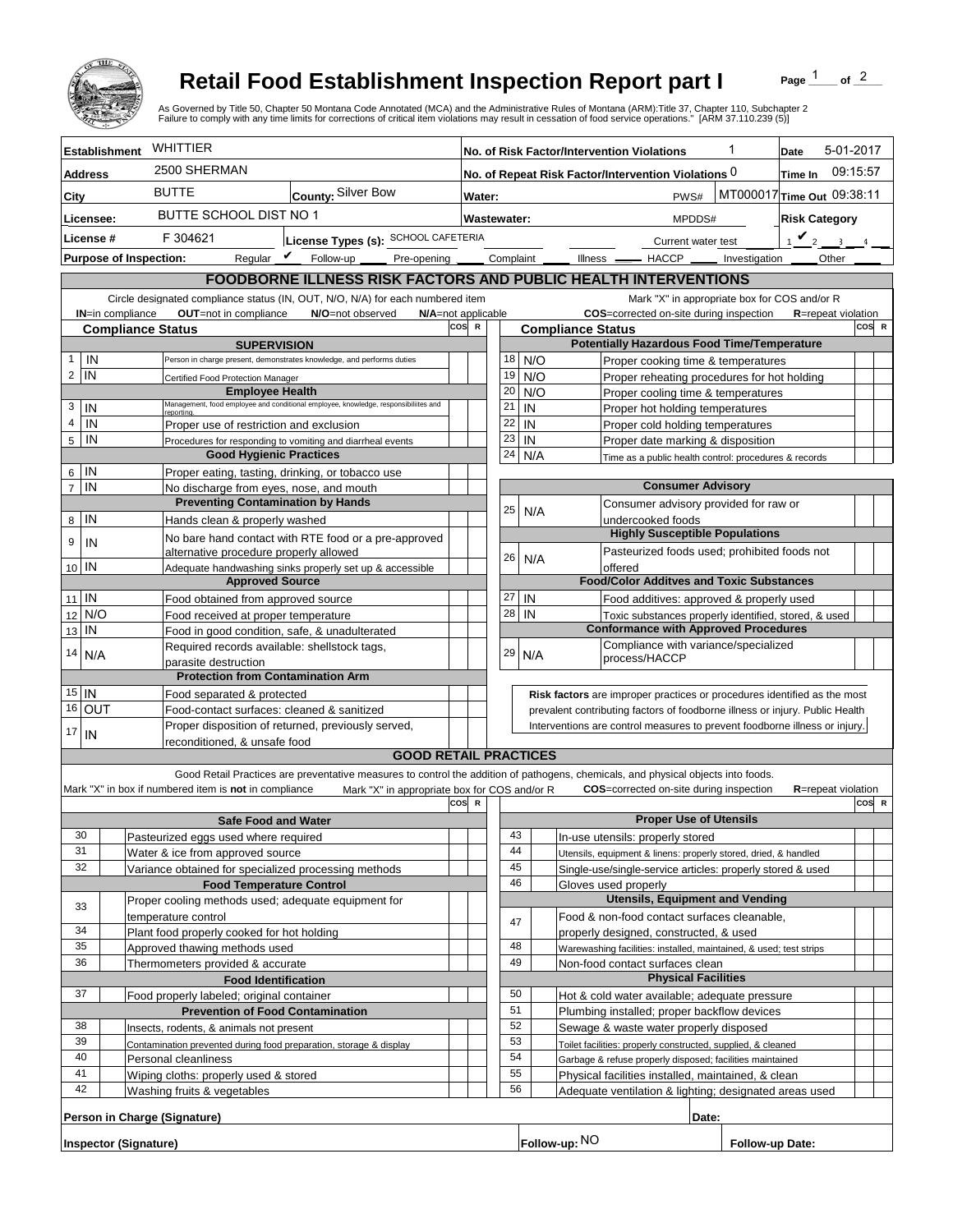# Retail Food Establishment Inspection Report part I

As Governed by Title 50, Chapter 50 Montana Code Annotated (MCA) and the Administrative Rules of Montana (ARM):Title 37, Chapter 110, Subchapter 2
Failure to comply with any time limits for corrections of critical item violations may result in cessation of food service operations." [ARM 37.110.239 (5)]

| | | | |
|---|---|---|---|
| **Establishment** WHITTIER | | **No. of Risk Factor/Intervention Violations** 1 | **Date** 5-01-2017 |
| **Address** 2500 SHERMAN | | **No. of Repeat Risk Factor/Intervention Violations** 0 | **Time In** 09:15:57 |
| **City** BUTTE | **County:** Silver Bow | **Water:** PWS# MT000017 | **Time Out** 09:38:11 |
| **Licensee:** BUTTE SCHOOL DIST NO 1 | | **Wastewater:** MPDDS# | **Risk Category** |
| **License #** F 304621 | **License Types (s):** SCHOOL CAFETERIA | Current water test | 1 2 ✔ 3 4 |
| **Purpose of Inspection:** Regular ✔ Follow-up Pre-opening Complaint Illness HACCP Investigation Other | | | |

## FOODBORNE ILLNESS RISK FACTORS AND PUBLIC HEALTH INTERVENTIONS

Circle designated compliance status (IN, OUT, N/O, N/A) for each numbered item
**IN**=in compliance **OUT**=not in compliance **N/O**=not observed **N/A**=not applicable

Mark "X" in appropriate box for COS and/or R
**COS**=corrected on-site during inspection **R**=repeat violation

| # | Compliance Status | Item | COS | R |
|---|---|---|---|---|
| | | **SUPERVISION** | | |
| 1 | IN | Person in charge present, demonstrates knowledge, and performs duties | | |
| 2 | IN | Certified Food Protection Manager | | |
| | | **Employee Health** | | |
| 3 | IN | Management, food employee and conditional employee, knowledge, responsibilities and reporting. | | |
| 4 | IN | Proper use of restriction and exclusion | | |
| 5 | IN | Procedures for responding to vomiting and diarrheal events | | |
| | | **Good Hygienic Practices** | | |
| 6 | IN | Proper eating, tasting, drinking, or tobacco use | | |
| 7 | IN | No discharge from eyes, nose, and mouth | | |
| | | **Preventing Contamination by Hands** | | |
| 8 | IN | Hands clean & properly washed | | |
| 9 | IN | No bare hand contact with RTE food or a pre-approved alternative procedure properly allowed | | |
| 10 | IN | Adequate handwashing sinks properly set up & accessible | | |
| | | **Approved Source** | | |
| 11 | IN | Food obtained from approved source | | |
| 12 | N/O | Food received at proper temperature | | |
| 13 | IN | Food in good condition, safe, & unadulterated | | |
| 14 | N/A | Required records available: shellstock tags, parasite destruction | | |
| | | **Protection from Contamination Arm** | | |
| 15 | IN | Food separated & protected | | |
| 16 | OUT | Food-contact surfaces: cleaned & sanitized | | |
| 17 | IN | Proper disposition of returned, previously served, reconditioned, & unsafe food | | |
| | | **Potentially Hazardous Food Time/Temperature** | | |
| 18 | N/O | Proper cooking time & temperatures | | |
| 19 | N/O | Proper reheating procedures for hot holding | | |
| 20 | N/O | Proper cooling time & temperatures | | |
| 21 | IN | Proper hot holding temperatures | | |
| 22 | IN | Proper cold holding temperatures | | |
| 23 | IN | Proper date marking & disposition | | |
| 24 | N/A | Time as a public health control: procedures & records | | |
| | | **Consumer Advisory** | | |
| 25 | N/A | Consumer advisory provided for raw or undercooked foods | | |
| | | **Highly Susceptible Populations** | | |
| 26 | N/A | Pasteurized foods used; prohibited foods not offered | | |
| | | **Food/Color Additves and Toxic Substances** | | |
| 27 | IN | Food additives: approved & properly used | | |
| 28 | IN | Toxic substances properly identified, stored, & used | | |
| | | **Conformance with Approved Procedures** | | |
| 29 | N/A | Compliance with variance/specialized process/HACCP | | |

**Risk factors** are improper practices or procedures identified as the most prevalent contributing factors of foodborne illness or injury. Public Health Interventions are control measures to prevent foodborne illness or injury.

## GOOD RETAIL PRACTICES

Good Retail Practices are preventative measures to control the addition of pathogens, chemicals, and physical objects into foods.
Mark "X" in box if numbered item is **not** in compliance Mark "X" in appropriate box for COS and/or R **COS**=corrected on-site during inspection **R**=repeat violation

| # | X | Item | COS | R |
|---|---|---|---|---|
| | | **Safe Food and Water** | | |
| 30 | | Pasteurized eggs used where required | | |
| 31 | | Water & ice from approved source | | |
| 32 | | Variance obtained for specialized processing methods | | |
| | | **Food Temperature Control** | | |
| 33 | | Proper cooling methods used; adequate equipment for temperature control | | |
| 34 | | Plant food properly cooked for hot holding | | |
| 35 | | Approved thawing methods used | | |
| 36 | | Thermometers provided & accurate | | |
| | | **Food Identification** | | |
| 37 | | Food properly labeled; original container | | |
| | | **Prevention of Food Contamination** | | |
| 38 | | Insects, rodents, & animals not present | | |
| 39 | | Contamination prevented during food preparation, storage & display | | |
| 40 | | Personal cleanliness | | |
| 41 | | Wiping cloths: properly used & stored | | |
| 42 | | Washing fruits & vegetables | | |
| | | **Proper Use of Utensils** | | |
| 43 | | In-use utensils: properly stored | | |
| 44 | | Utensils, equipment & linens: properly stored, dried, & handled | | |
| 45 | | Single-use/single-service articles: properly stored & used | | |
| 46 | | Gloves used properly | | |
| | | **Utensils, Equipment and Vending** | | |
| 47 | | Food & non-food contact surfaces cleanable, properly designed, constructed, & used | | |
| 48 | | Warewashing facilities: installed, maintained, & used; test strips | | |
| 49 | | Non-food contact surfaces clean | | |
| | | **Physical Facilities** | | |
| 50 | | Hot & cold water available; adequate pressure | | |
| 51 | | Plumbing installed; proper backflow devices | | |
| 52 | | Sewage & waste water properly disposed | | |
| 53 | | Toilet facilities: properly constructed, supplied, & cleaned | | |
| 54 | | Garbage & refuse properly disposed; facilities maintained | | |
| 55 | | Physical facilities installed, maintained, & clean | | |
| 56 | | Adequate ventilation & lighting; designated areas used | | |

**Person in Charge (Signature)** **Date:**

**Inspector (Signature)** **Follow-up:** NO **Follow-up Date:**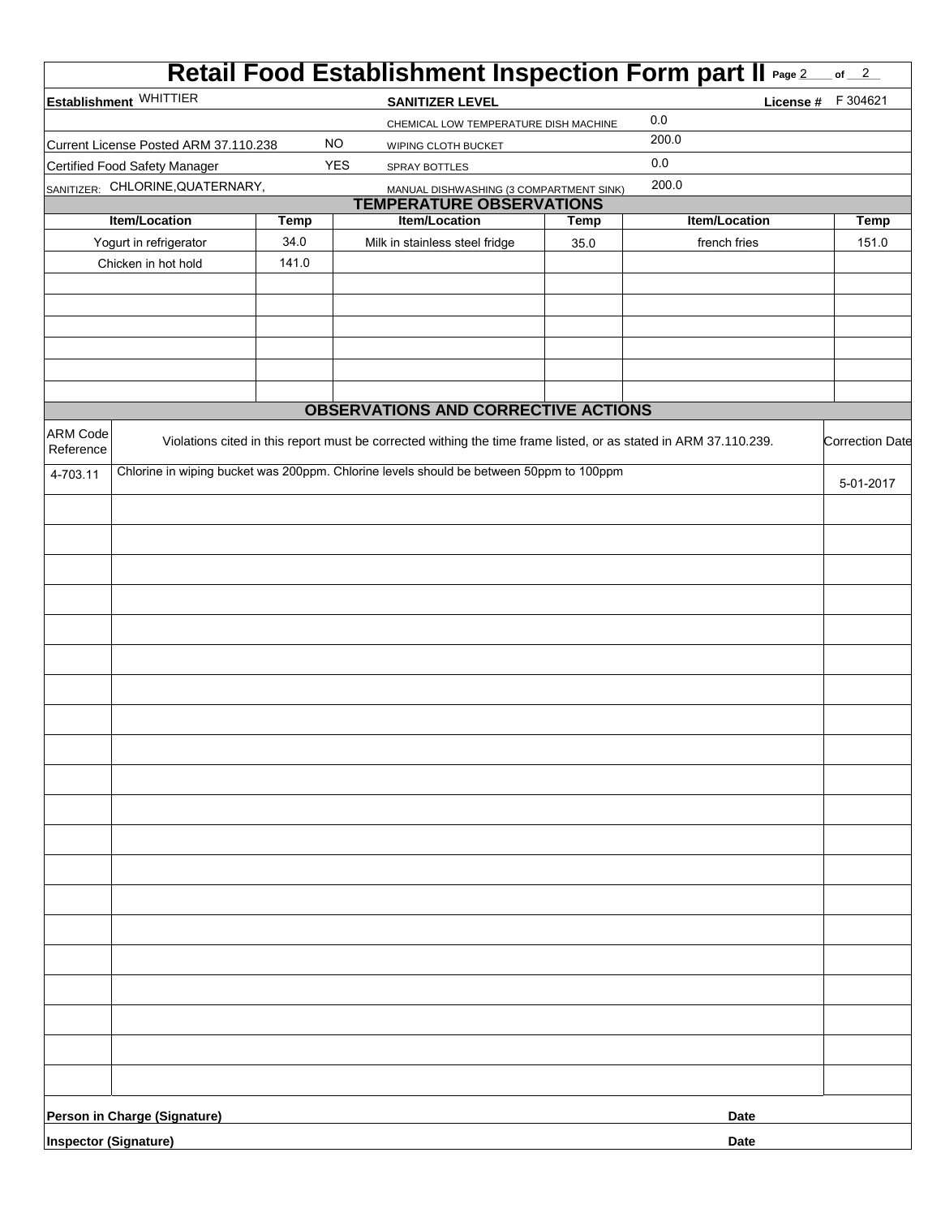# Retail Food Establishment Inspection Form part II

| | | | |
|---|---|---|---|
| **Establishment** WHITTIER | | **SANITIZER LEVEL** | **License #** F 304621 |
| | | CHEMICAL LOW TEMPERATURE DISH MACHINE | 0.0 |
| Current License Posted ARM 37.110.238 | NO | WIPING CLOTH BUCKET | 200.0 |
| Certified Food Safety Manager | YES | SPRAY BOTTLES | 0.0 |
| SANITIZER: CHLORINE,QUATERNARY, | | MANUAL DISHWASHING (3 COMPARTMENT SINK) | 200.0 |

## TEMPERATURE OBSERVATIONS

| Item/Location | Temp | Item/Location | Temp | Item/Location | Temp |
|---|---|---|---|---|---|
| Yogurt in refrigerator | 34.0 | Milk in stainless steel fridge | 35.0 | french fries | 151.0 |
| Chicken in hot hold | 141.0 | | | | |

## OBSERVATIONS AND CORRECTIVE ACTIONS

| ARM Code Reference | Violations cited in this report must be corrected withing the time frame listed, or as stated in ARM 37.110.239. | Correction Date |
|---|---|---|
| 4-703.11 | Chlorine in wiping bucket was 200ppm. Chlorine levels should be between 50ppm to 100ppm | 5-01-2017 |

**Person in Charge (Signature)** **Date**

**Inspector (Signature)** **Date**